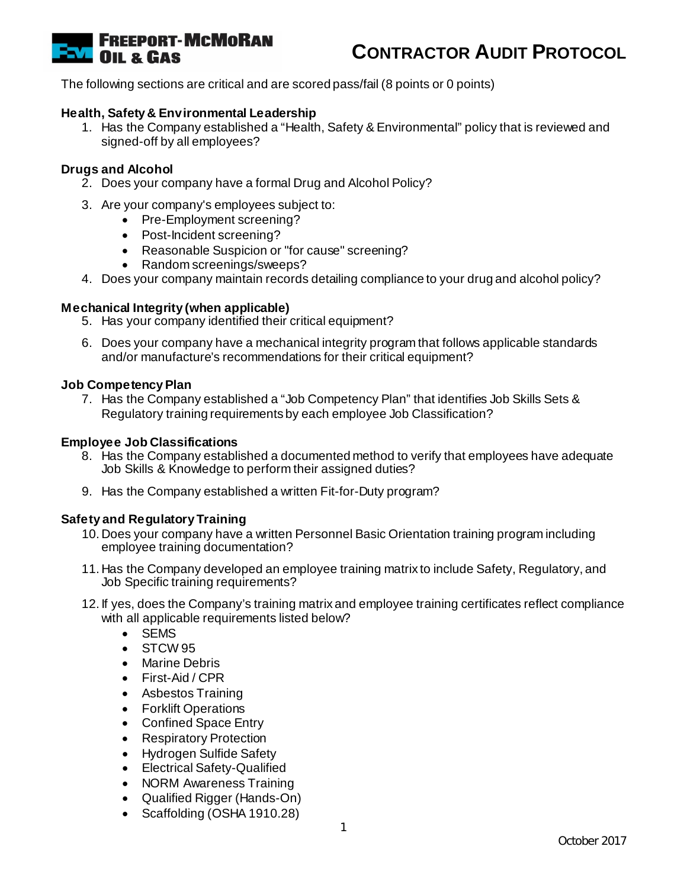# CONTRACTOR AUDIT PROTOCOL

The following sections are critical and are scored pass/fail (8 points or 0 points)

**Health, Safety & Environmental Leadership**

1. Has the Company established a "Health, Safety & Environmental" policy that is reviewed and signed-off by all employees?

**Drugs and Alcohol**

2. Does your company have a formal Drug and Alcohol Policy?

3. Are your company's employees subject to:
    - Pre-Employment screening?
    - Post-Incident screening?
    - Reasonable Suspicion or "for cause" screening?
    - Random screenings/sweeps?
4. Does your company maintain records detailing compliance to your drug and alcohol policy?

**Mechanical Integrity (when applicable)**

5. Has your company identified their critical equipment?

6. Does your company have a mechanical integrity program that follows applicable standards and/or manufacture's recommendations for their critical equipment?

**Job Competency Plan**

7. Has the Company established a "Job Competency Plan" that identifies Job Skills Sets & Regulatory training requirements by each employee Job Classification?

**Employee Job Classifications**

8. Has the Company established a documented method to verify that employees have adequate Job Skills & Knowledge to perform their assigned duties?

9. Has the Company established a written Fit-for-Duty program?

**Safety and Regulatory Training**

10. Does your company have a written Personnel Basic Orientation training program including employee training documentation?

11. Has the Company developed an employee training matrix to include Safety, Regulatory, and Job Specific training requirements?

12. If yes, does the Company's training matrix and employee training certificates reflect compliance with all applicable requirements listed below?
    - SEMS
    - STCW 95
    - Marine Debris
    - First-Aid / CPR
    - Asbestos Training
    - Forklift Operations
    - Confined Space Entry
    - Respiratory Protection
    - Hydrogen Sulfide Safety
    - Electrical Safety-Qualified
    - NORM Awareness Training
    - Qualified Rigger (Hands-On)
    - Scaffolding (OSHA 1910.28)

October 2017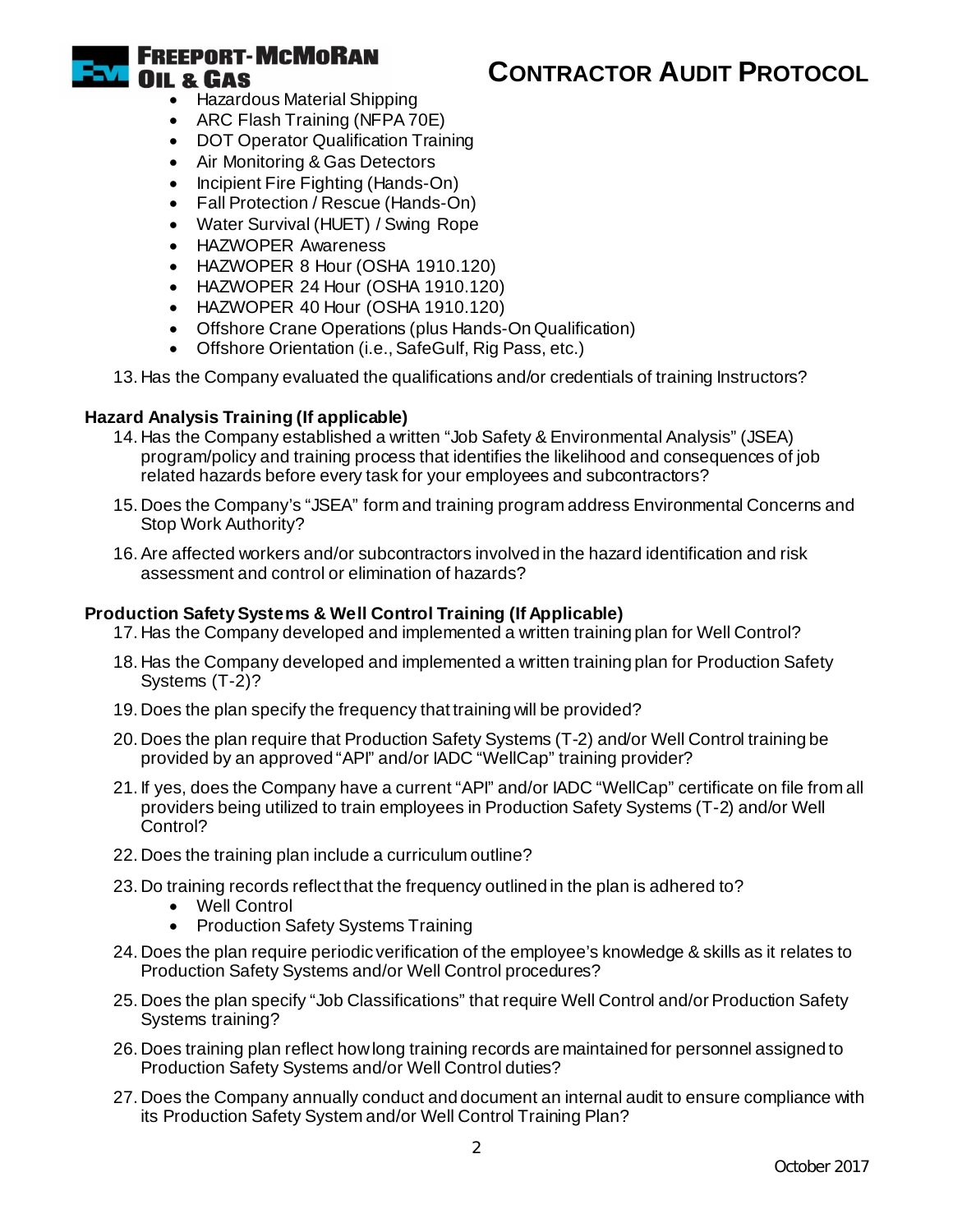- Hazardous Material Shipping
- ARC Flash Training (NFPA 70E)
- DOT Operator Qualification Training
- Air Monitoring & Gas Detectors
- Incipient Fire Fighting (Hands-On)
- Fall Protection / Rescue (Hands-On)
- Water Survival (HUET) / Swing Rope
- HAZWOPER Awareness
- HAZWOPER 8 Hour (OSHA 1910.120)
- HAZWOPER 24 Hour (OSHA 1910.120)
- HAZWOPER 40 Hour (OSHA 1910.120)
- Offshore Crane Operations (plus Hands-On Qualification)
- Offshore Orientation (i.e., SafeGulf, Rig Pass, etc.)

13. Has the Company evaluated the qualifications and/or credentials of training Instructors?

**Hazard Analysis Training (If applicable)**

14. Has the Company established a written "Job Safety & Environmental Analysis" (JSEA) program/policy and training process that identifies the likelihood and consequences of job related hazards before every task for your employees and subcontractors?
15. Does the Company's "JSEA" form and training program address Environmental Concerns and Stop Work Authority?
16. Are affected workers and/or subcontractors involved in the hazard identification and risk assessment and control or elimination of hazards?

**Production Safety Systems & Well Control Training (If Applicable)**

17. Has the Company developed and implemented a written training plan for Well Control?
18. Has the Company developed and implemented a written training plan for Production Safety Systems (T-2)?
19. Does the plan specify the frequency that training will be provided?
20. Does the plan require that Production Safety Systems (T-2) and/or Well Control training be provided by an approved "API" and/or IADC "WellCap" training provider?
21. If yes, does the Company have a current "API" and/or IADC "WellCap" certificate on file from all providers being utilized to train employees in Production Safety Systems (T-2) and/or Well Control?
22. Does the training plan include a curriculum outline?
23. Do training records reflect that the frequency outlined in the plan is adhered to?
    - Well Control
    - Production Safety Systems Training
24. Does the plan require periodic verification of the employee's knowledge & skills as it relates to Production Safety Systems and/or Well Control procedures?
25. Does the plan specify "Job Classifications" that require Well Control and/or Production Safety Systems training?
26. Does training plan reflect how long training records are maintained for personnel assigned to Production Safety Systems and/or Well Control duties?
27. Does the Company annually conduct and document an internal audit to ensure compliance with its Production Safety System and/or Well Control Training Plan?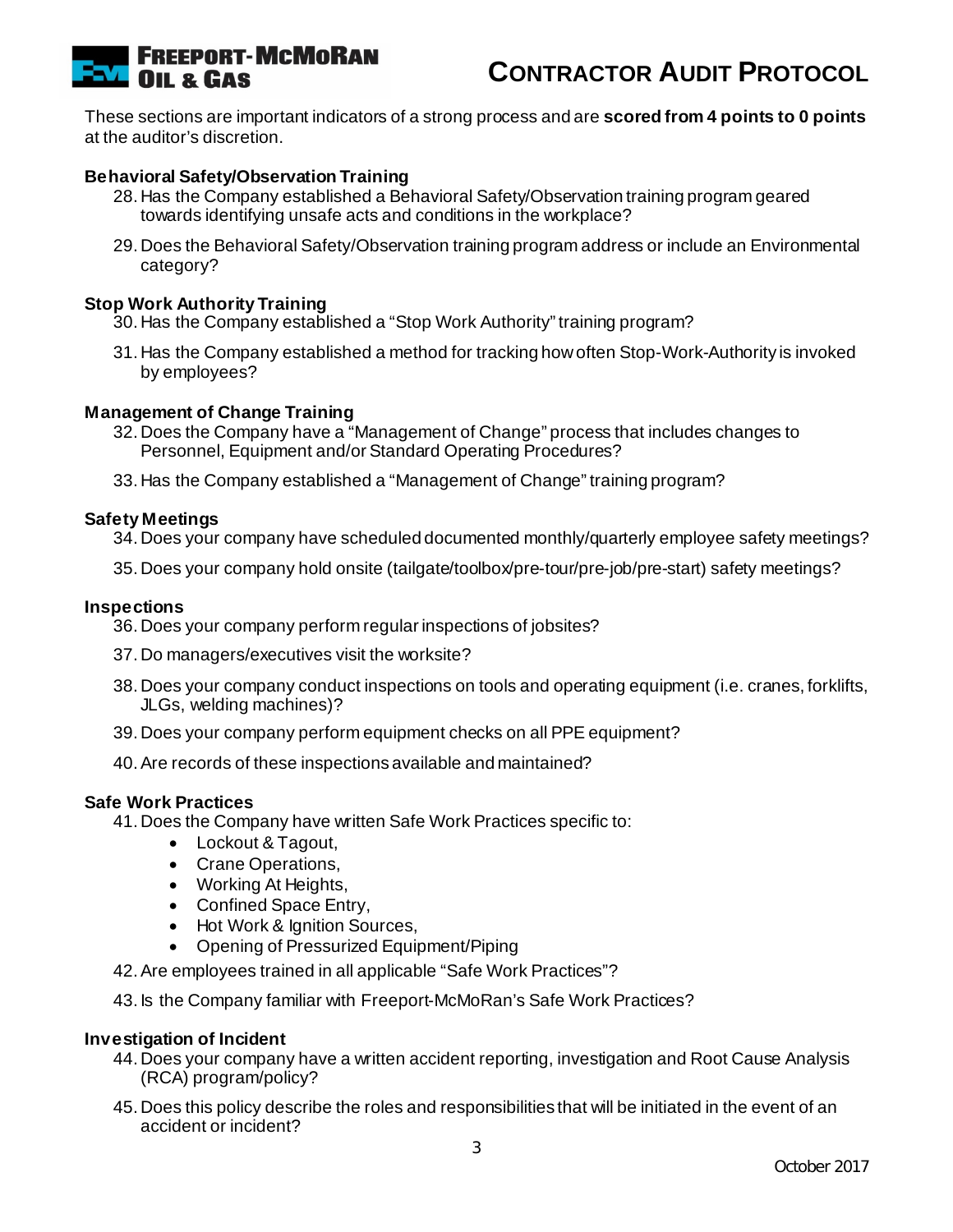These sections are important indicators of a strong process and are **scored from 4 points to 0 points** at the auditor's discretion.

### Behavioral Safety/Observation Training

28. Has the Company established a Behavioral Safety/Observation training program geared towards identifying unsafe acts and conditions in the workplace?

29. Does the Behavioral Safety/Observation training program address or include an Environmental category?

### Stop Work Authority Training

30. Has the Company established a "Stop Work Authority" training program?

31. Has the Company established a method for tracking how often Stop-Work-Authority is invoked by employees?

### Management of Change Training

32. Does the Company have a "Management of Change" process that includes changes to Personnel, Equipment and/or Standard Operating Procedures?

33. Has the Company established a "Management of Change" training program?

### Safety Meetings

34. Does your company have scheduled documented monthly/quarterly employee safety meetings?

35. Does your company hold onsite (tailgate/toolbox/pre-tour/pre-job/pre-start) safety meetings?

### Inspections

36. Does your company perform regular inspections of jobsites?

37. Do managers/executives visit the worksite?

38. Does your company conduct inspections on tools and operating equipment (i.e. cranes, forklifts, JLGs, welding machines)?

39. Does your company perform equipment checks on all PPE equipment?

40. Are records of these inspections available and maintained?

### Safe Work Practices

41. Does the Company have written Safe Work Practices specific to:
    - Lockout & Tagout,
    - Crane Operations,
    - Working At Heights,
    - Confined Space Entry,
    - Hot Work & Ignition Sources,
    - Opening of Pressurized Equipment/Piping

42. Are employees trained in all applicable "Safe Work Practices"?

43. Is the Company familiar with Freeport-McMoRan's Safe Work Practices?

### Investigation of Incident

44. Does your company have a written accident reporting, investigation and Root Cause Analysis (RCA) program/policy?

45. Does this policy describe the roles and responsibilities that will be initiated in the event of an accident or incident?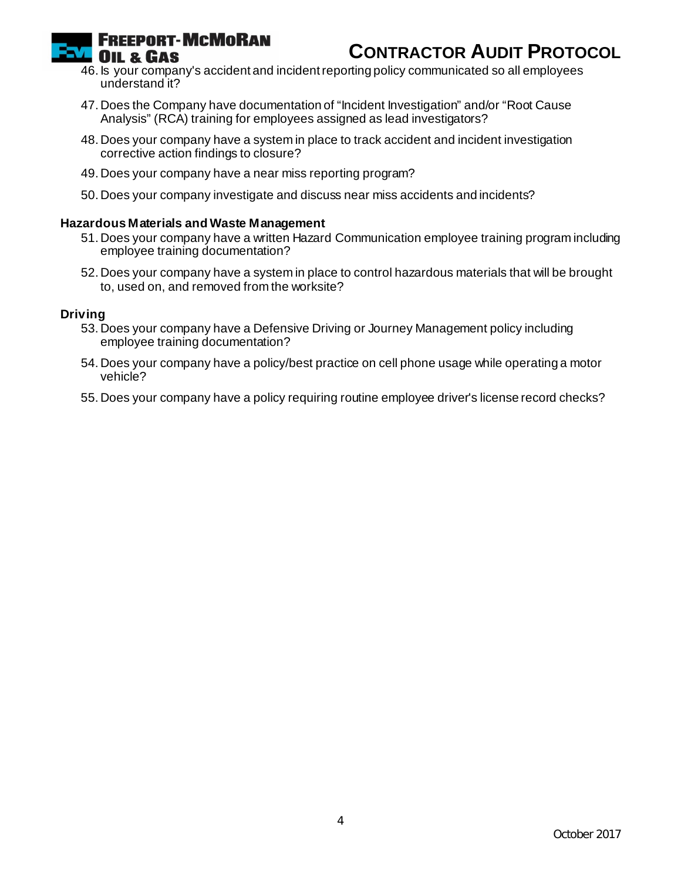46. Is your company's accident and incident reporting policy communicated so all employees understand it?
47. Does the Company have documentation of "Incident Investigation" and/or "Root Cause Analysis" (RCA) training for employees assigned as lead investigators?
48. Does your company have a system in place to track accident and incident investigation corrective action findings to closure?
49. Does your company have a near miss reporting program?
50. Does your company investigate and discuss near miss accidents and incidents?

**Hazardous Materials and Waste Management**

51. Does your company have a written Hazard Communication employee training program including employee training documentation?
52. Does your company have a system in place to control hazardous materials that will be brought to, used on, and removed from the worksite?

**Driving**

53. Does your company have a Defensive Driving or Journey Management policy including employee training documentation?
54. Does your company have a policy/best practice on cell phone usage while operating a motor vehicle?
55. Does your company have a policy requiring routine employee driver's license record checks?